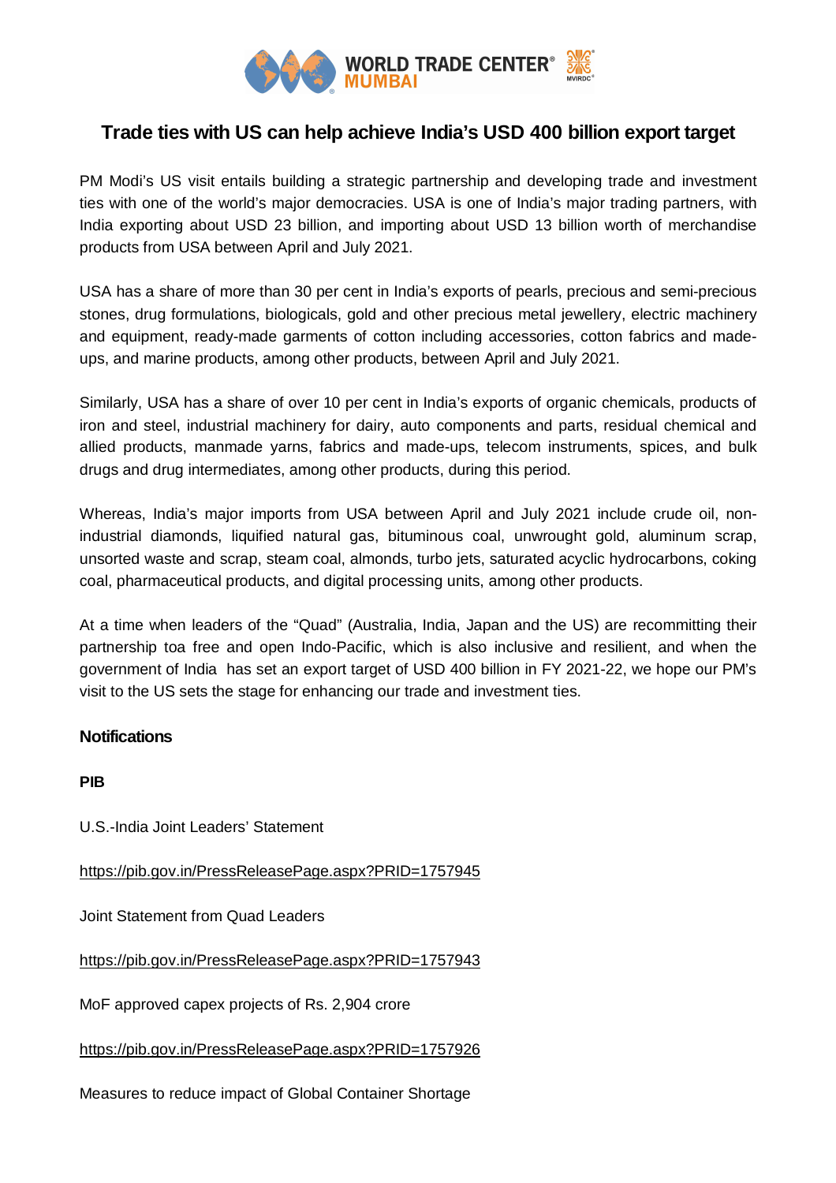# Trade ties with US can help achieve India's USD 400 billion export target

PM Modi's US visit entails building a strategic partnership and developing trade and investment ties with one of the world's major democracies. USA is one of India's major trading partners, with India exporting about USD 23 billion, and importing about USD 13 billion worth of merchandise products from USA between April and July 2021.

USA has a share of more than 30 per cent in India's exports of pearls, precious and semi-precious stones, drug formulations, biologicals, gold and other precious metal jewellery, electric machinery and equipment, ready-made garments of cotton including accessories, cotton fabrics and made-ups, and marine products, among other products, between April and July 2021.

Similarly, USA has a share of over 10 per cent in India's exports of organic chemicals, products of iron and steel, industrial machinery for dairy, auto components and parts, residual chemical and allied products, manmade yarns, fabrics and made-ups, telecom instruments, spices, and bulk drugs and drug intermediates, among other products, during this period.

Whereas, India's major imports from USA between April and July 2021 include crude oil, non-industrial diamonds, liquified natural gas, bituminous coal, unwrought gold, aluminum scrap, unsorted waste and scrap, steam coal, almonds, turbo jets, saturated acyclic hydrocarbons, coking coal, pharmaceutical products, and digital processing units, among other products.

At a time when leaders of the "Quad" (Australia, India, Japan and the US) are recommitting their partnership toa free and open Indo-Pacific, which is also inclusive and resilient, and when the government of India has set an export target of USD 400 billion in FY 2021-22, we hope our PM's visit to the US sets the stage for enhancing our trade and investment ties.

## Notifications

### PIB

U.S.-India Joint Leaders' Statement

https://pib.gov.in/PressReleasePage.aspx?PRID=1757945

Joint Statement from Quad Leaders

https://pib.gov.in/PressReleasePage.aspx?PRID=1757943

MoF approved capex projects of Rs. 2,904 crore

https://pib.gov.in/PressReleasePage.aspx?PRID=1757926

Measures to reduce impact of Global Container Shortage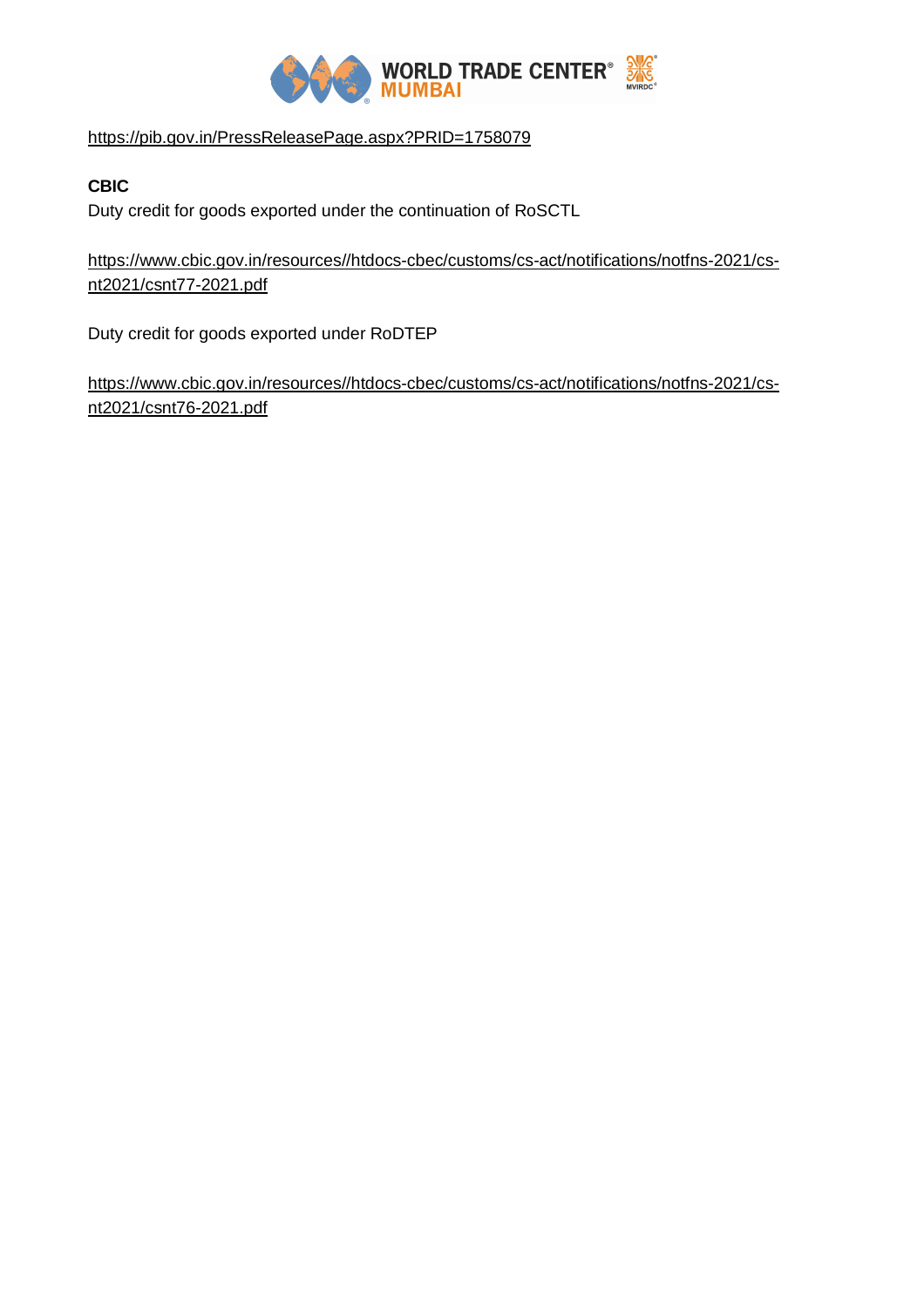https://pib.gov.in/PressReleasePage.aspx?PRID=1758079

**CBIC**

Duty credit for goods exported under the continuation of RoSCTL

https://www.cbic.gov.in/resources//htdocs-cbec/customs/cs-act/notifications/notfns-2021/cs-nt2021/csnt77-2021.pdf

Duty credit for goods exported under RoDTEP

https://www.cbic.gov.in/resources//htdocs-cbec/customs/cs-act/notifications/notfns-2021/cs-nt2021/csnt76-2021.pdf